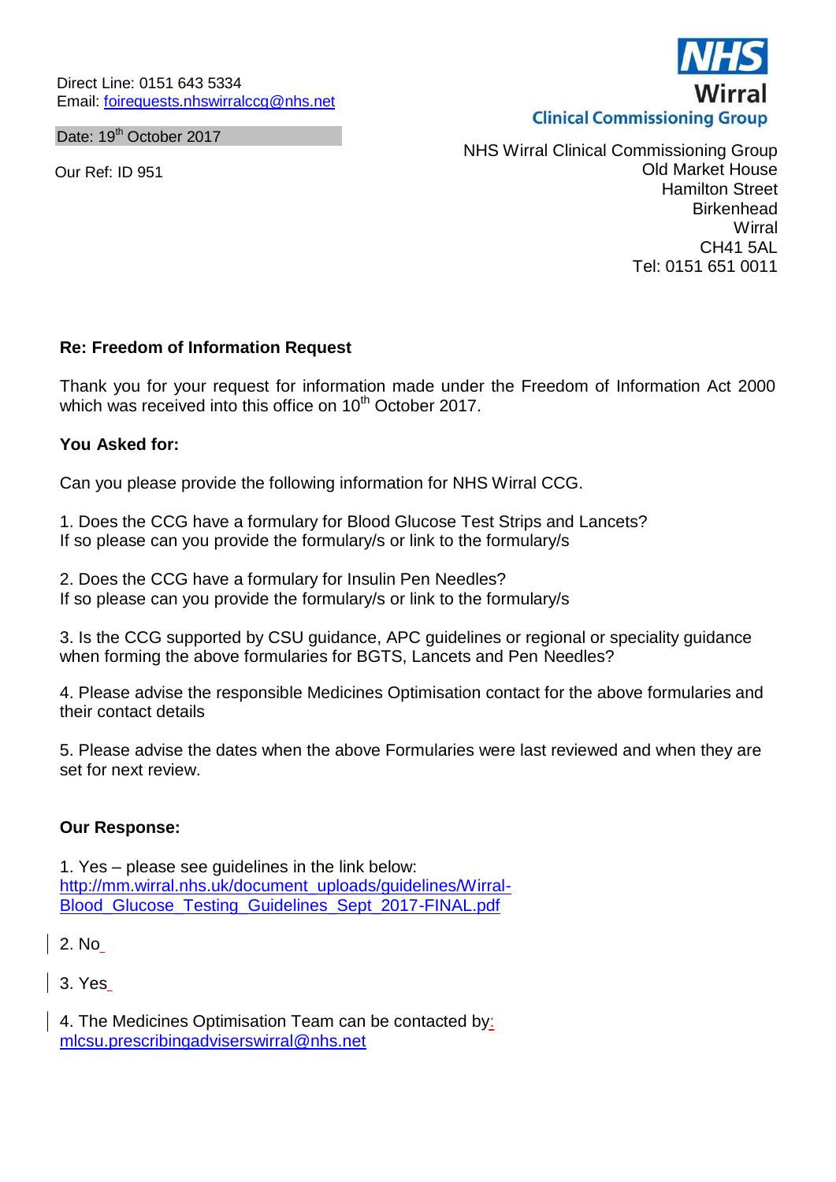Direct Line: 0151 643 5334
Email: foirequests.nhswirralccg@nhs.net

Date: 19th October 2017

Our Ref: ID 951

NHS Wirral Clinical Commissioning Group

NHS Wirral Clinical Commissioning Group
Old Market House
Hamilton Street
Birkenhead
Wirral
CH41 5AL
Tel: 0151 651 0011

**Re: Freedom of Information Request**

Thank you for your request for information made under the Freedom of Information Act 2000 which was received into this office on 10th October 2017.

**You Asked for:**

Can you please provide the following information for NHS Wirral CCG.

1. Does the CCG have a formulary for Blood Glucose Test Strips and Lancets?
If so please can you provide the formulary/s or link to the formulary/s

2. Does the CCG have a formulary for Insulin Pen Needles?
If so please can you provide the formulary/s or link to the formulary/s

3. Is the CCG supported by CSU guidance, APC guidelines or regional or speciality guidance when forming the above formularies for BGTS, Lancets and Pen Needles?

4. Please advise the responsible Medicines Optimisation contact for the above formularies and their contact details

5. Please advise the dates when the above Formularies were last reviewed and when they are set for next review.

**Our Response:**

1. Yes – please see guidelines in the link below:
http://mm.wirral.nhs.uk/document_uploads/guidelines/Wirral-Blood_Glucose_Testing_Guidelines_Sept_2017-FINAL.pdf

2. No

3. Yes

4. The Medicines Optimisation Team can be contacted by:
mlcsu.prescribingadviserswirral@nhs.net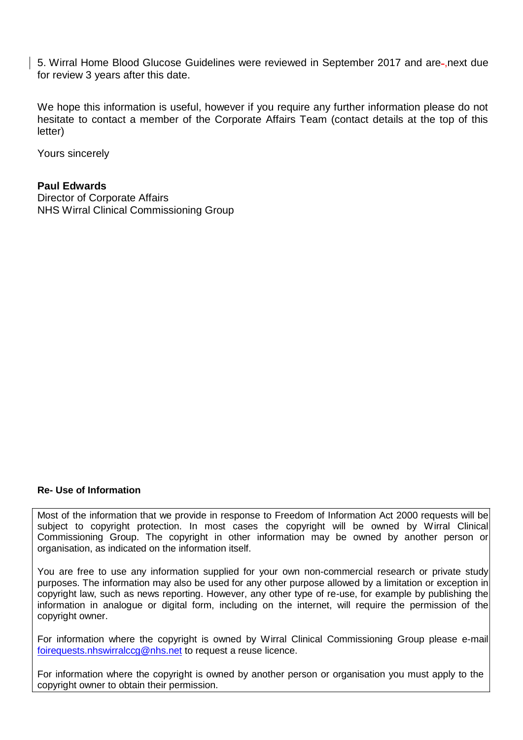5. Wirral Home Blood Glucose Guidelines were reviewed in September 2017 and are, next due for review 3 years after this date.

We hope this information is useful, however if you require any further information please do not hesitate to contact a member of the Corporate Affairs Team (contact details at the top of this letter)

Yours sincerely

**Paul Edwards**
Director of Corporate Affairs
NHS Wirral Clinical Commissioning Group

**Re- Use of Information**

Most of the information that we provide in response to Freedom of Information Act 2000 requests will be subject to copyright protection. In most cases the copyright will be owned by Wirral Clinical Commissioning Group. The copyright in other information may be owned by another person or organisation, as indicated on the information itself.

You are free to use any information supplied for your own non-commercial research or private study purposes. The information may also be used for any other purpose allowed by a limitation or exception in copyright law, such as news reporting. However, any other type of re-use, for example by publishing the information in analogue or digital form, including on the internet, will require the permission of the copyright owner.

For information where the copyright is owned by Wirral Clinical Commissioning Group please e-mail foirequests.nhswirralccg@nhs.net to request a reuse licence.

For information where the copyright is owned by another person or organisation you must apply to the copyright owner to obtain their permission.